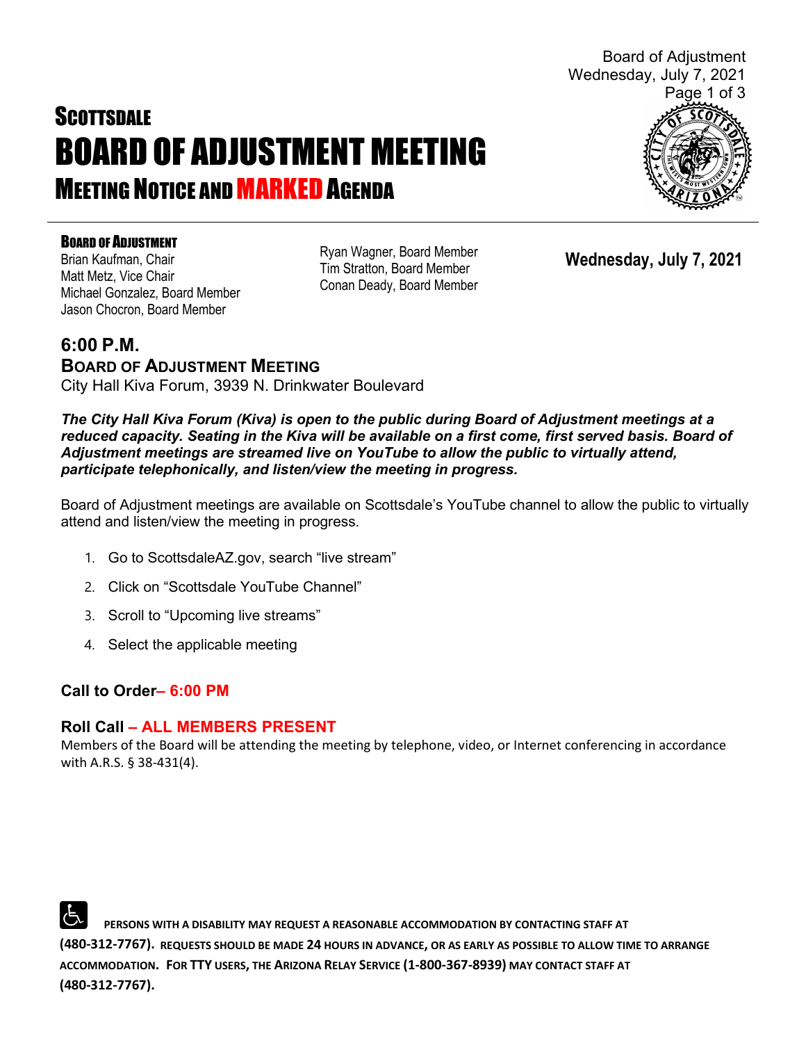# SCOTTSDALE
# BOARD OF ADJUSTMENT MEETING
## MEETING NOTICE AND MARKED AGENDA

**BOARD OF ADJUSTMENT**

Brian Kaufman, Chair
Matt Metz, Vice Chair
Michael Gonzalez, Board Member
Jason Chocron, Board Member
Ryan Wagner, Board Member
Tim Stratton, Board Member
Conan Deady, Board Member

**Wednesday, July 7, 2021**

## 6:00 P.M.
### BOARD OF ADJUSTMENT MEETING

City Hall Kiva Forum, 3939 N. Drinkwater Boulevard

***The City Hall Kiva Forum (Kiva) is open to the public during Board of Adjustment meetings at a reduced capacity. Seating in the Kiva will be available on a first come, first served basis. Board of Adjustment meetings are streamed live on YouTube to allow the public to virtually attend, participate telephonically, and listen/view the meeting in progress.***

Board of Adjustment meetings are available on Scottsdale's YouTube channel to allow the public to virtually attend and listen/view the meeting in progress.

1. Go to ScottsdaleAZ.gov, search "live stream"
2. Click on "Scottsdale YouTube Channel"
3. Scroll to "Upcoming live streams"
4. Select the applicable meeting

### Call to Order– 6:00 PM

### Roll Call – ALL MEMBERS PRESENT

Members of the Board will be attending the meeting by telephone, video, or Internet conferencing in accordance with A.R.S. § 38-431(4).

PERSONS WITH A DISABILITY MAY REQUEST A REASONABLE ACCOMMODATION BY CONTACTING STAFF AT **(480-312-7767).** REQUESTS SHOULD BE MADE **24** HOURS IN ADVANCE, OR AS EARLY AS POSSIBLE TO ALLOW TIME TO ARRANGE ACCOMMODATION. FOR **TTY** USERS, THE ARIZONA RELAY SERVICE **(1-800-367-8939)** MAY CONTACT STAFF AT **(480-312-7767).**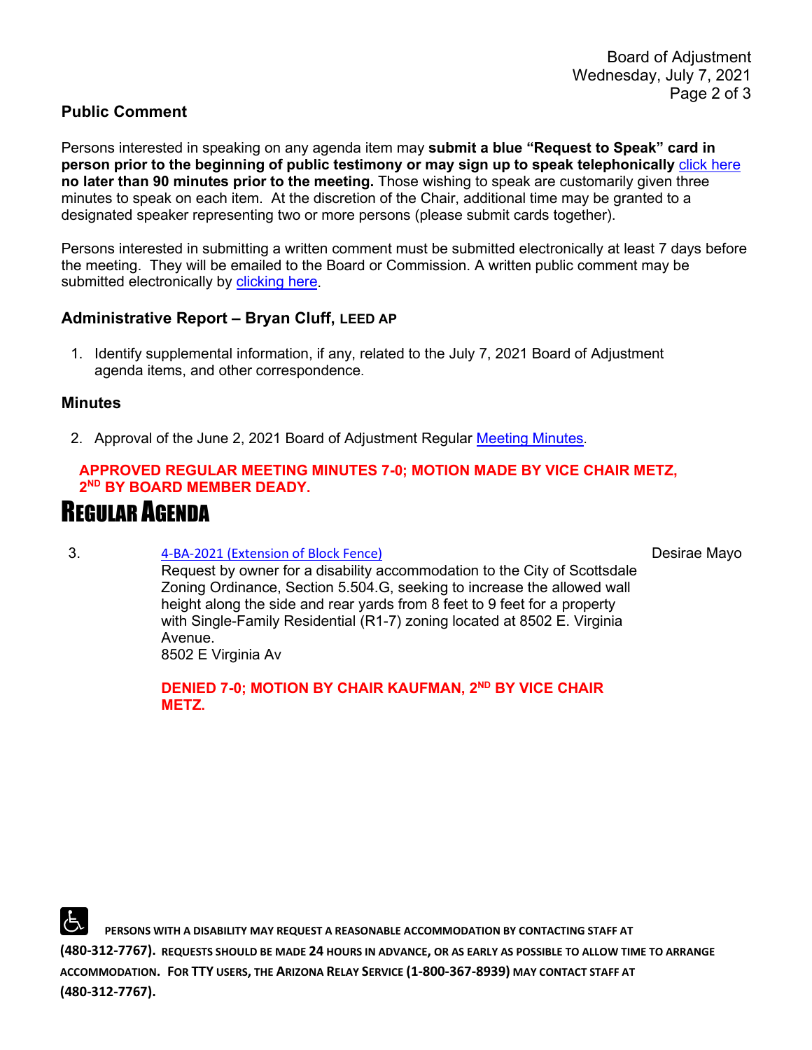## Public Comment

Persons interested in speaking on any agenda item may **submit a blue "Request to Speak" card in person prior to the beginning of public testimony or may sign up to speak telephonically** click here **no later than 90 minutes prior to the meeting.** Those wishing to speak are customarily given three minutes to speak on each item. At the discretion of the Chair, additional time may be granted to a designated speaker representing two or more persons (please submit cards together).

Persons interested in submitting a written comment must be submitted electronically at least 7 days before the meeting. They will be emailed to the Board or Commission. A written public comment may be submitted electronically by clicking here.

## Administrative Report – Bryan Cluff, LEED AP

1. Identify supplemental information, if any, related to the July 7, 2021 Board of Adjustment agenda items, and other correspondence.

## Minutes

2. Approval of the June 2, 2021 Board of Adjustment Regular Meeting Minutes.

**APPROVED REGULAR MEETING MINUTES 7-0; MOTION MADE BY VICE CHAIR METZ, 2ND BY BOARD MEMBER DEADY.**

# REGULAR AGENDA

3. 4-BA-2021 (Extension of Block Fence) — Desirae Mayo

   Request by owner for a disability accommodation to the City of Scottsdale Zoning Ordinance, Section 5.504.G, seeking to increase the allowed wall height along the side and rear yards from 8 feet to 9 feet for a property with Single-Family Residential (R1-7) zoning located at 8502 E. Virginia Avenue.
   8502 E Virginia Av

   **DENIED 7-0; MOTION BY CHAIR KAUFMAN, 2ND BY VICE CHAIR METZ.**

PERSONS WITH A DISABILITY MAY REQUEST A REASONABLE ACCOMMODATION BY CONTACTING STAFF AT (480-312-7767). REQUESTS SHOULD BE MADE 24 HOURS IN ADVANCE, OR AS EARLY AS POSSIBLE TO ALLOW TIME TO ARRANGE ACCOMMODATION. FOR TTY USERS, THE ARIZONA RELAY SERVICE (1-800-367-8939) MAY CONTACT STAFF AT (480-312-7767).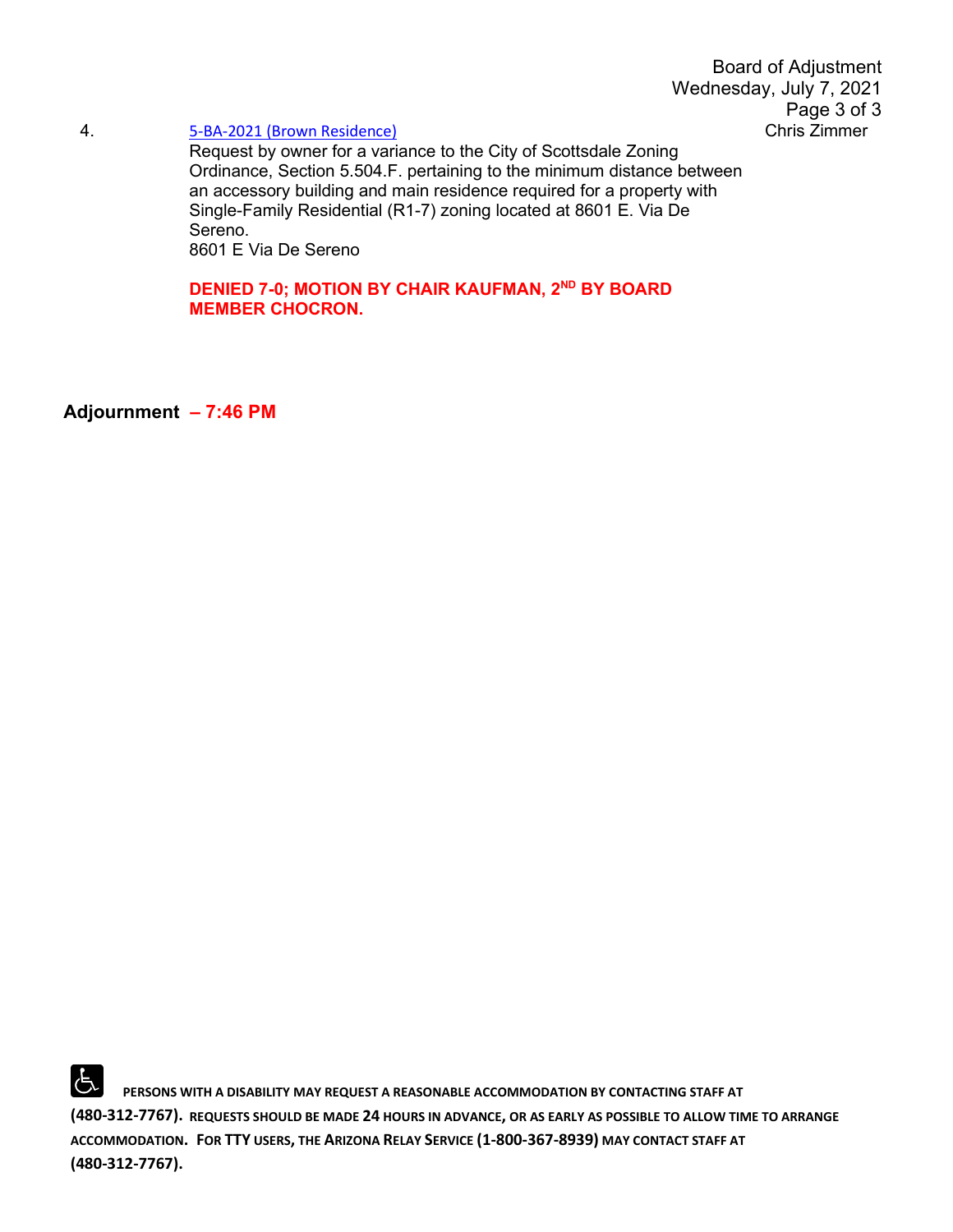4. 5-BA-2021 (Brown Residence) — Chris Zimmer

Request by owner for a variance to the City of Scottsdale Zoning Ordinance, Section 5.504.F. pertaining to the minimum distance between an accessory building and main residence required for a property with Single-Family Residential (R1-7) zoning located at 8601 E. Via De Sereno.
8601 E Via De Sereno

**DENIED 7-0; MOTION BY CHAIR KAUFMAN, 2ND BY BOARD MEMBER CHOCRON.**

**Adjournment – 7:46 PM**

**PERSONS WITH A DISABILITY MAY REQUEST A REASONABLE ACCOMMODATION BY CONTACTING STAFF AT (480-312-7767). REQUESTS SHOULD BE MADE 24 HOURS IN ADVANCE, OR AS EARLY AS POSSIBLE TO ALLOW TIME TO ARRANGE ACCOMMODATION. FOR TTY USERS, THE ARIZONA RELAY SERVICE (1-800-367-8939) MAY CONTACT STAFF AT (480-312-7767).**